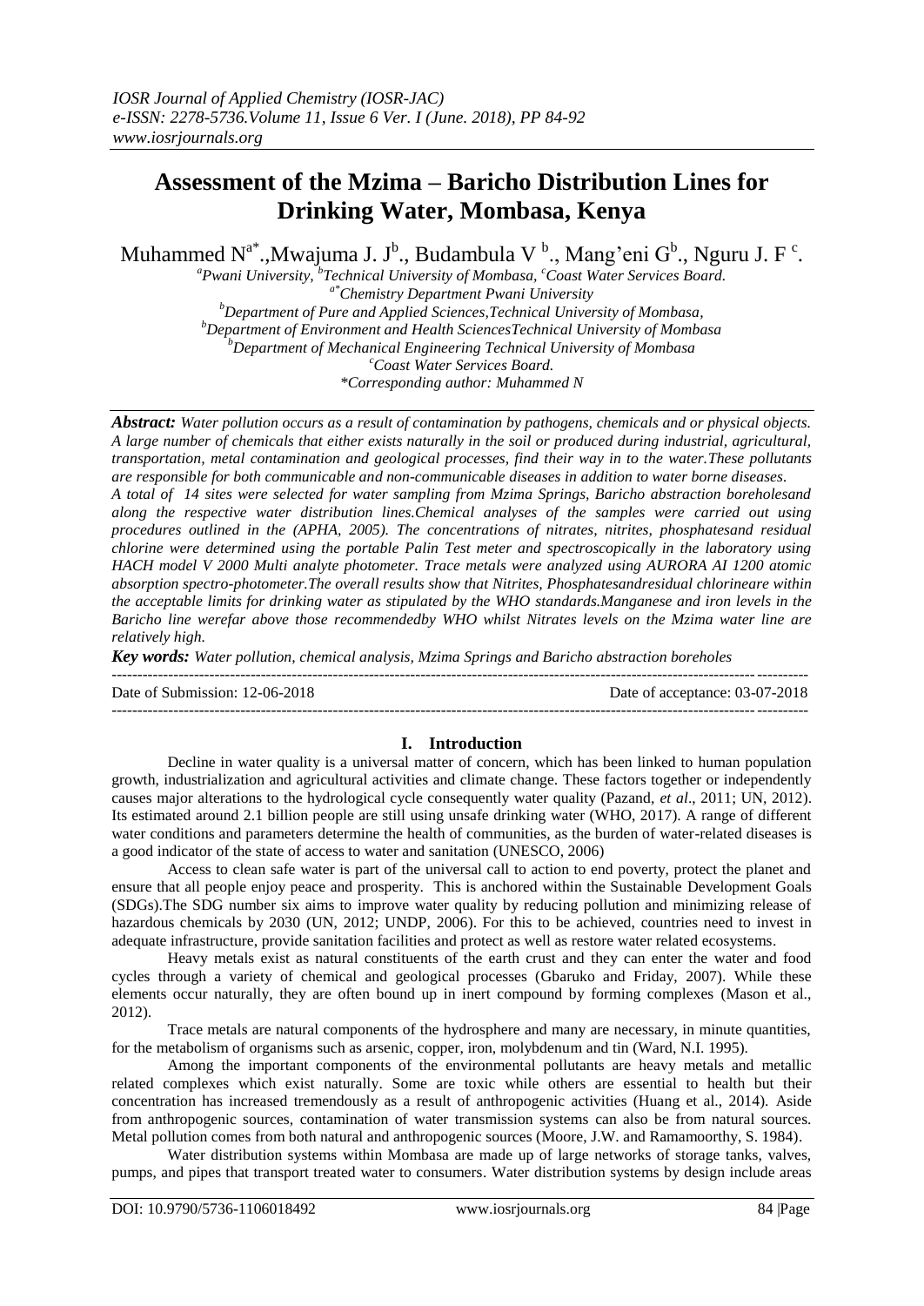# Assessment of the Mzima – Baricho Distribution Lines for Drinking Water, Mombasa, Kenya

Muhammed N[a*]., Mwajuma J. J[b]., Budambula V [b]., Mang'eni G[b]., Nguru J. F [c].

[a]Pwani University, [b]Technical University of Mombasa, [c]Coast Water Services Board.

[a*]Chemistry Department Pwani University

[b]Department of Pure and Applied Sciences,Technical University of Mombasa,

[b]Department of Environment and Health SciencesTechnical University of Mombasa

[b]Department of Mechanical Engineering Technical University of Mombasa

[c]Coast Water Services Board.

*Corresponding author: Muhammed N

***Abstract:*** *Water pollution occurs as a result of contamination by pathogens, chemicals and or physical objects. A large number of chemicals that either exists naturally in the soil or produced during industrial, agricultural, transportation, metal contamination and geological processes, find their way in to the water.These pollutants are responsible for both communicable and non-communicable diseases in addition to water borne diseases.*

*A total of 14 sites were selected for water sampling from Mzima Springs, Baricho abstraction boreholesand along the respective water distribution lines.Chemical analyses of the samples were carried out using procedures outlined in the (APHA, 2005). The concentrations of nitrates, nitrites, phosphatesand residual chlorine were determined using the portable Palin Test meter and spectroscopically in the laboratory using HACH model V 2000 Multi analyte photometer. Trace metals were analyzed using AURORA AI 1200 atomic absorption spectro-photometer.The overall results show that Nitrites, Phosphatesandresidual chlorineare within the acceptable limits for drinking water as stipulated by the WHO standards.Manganese and iron levels in the Baricho line werefar above those recommendedby WHO whilst Nitrates levels on the Mzima water line are relatively high.*

***Key words:*** *Water pollution, chemical analysis, Mzima Springs and Baricho abstraction boreholes*

Date of Submission: 12-06-2018 | Date of acceptance: 03-07-2018

## I. Introduction

Decline in water quality is a universal matter of concern, which has been linked to human population growth, industrialization and agricultural activities and climate change. These factors together or independently causes major alterations to the hydrological cycle consequently water quality (Pazand, *et al*., 2011; UN, 2012). Its estimated around 2.1 billion people are still using unsafe drinking water (WHO, 2017). A range of different water conditions and parameters determine the health of communities, as the burden of water-related diseases is a good indicator of the state of access to water and sanitation (UNESCO, 2006)

Access to clean safe water is part of the universal call to action to end poverty, protect the planet and ensure that all people enjoy peace and prosperity. This is anchored within the Sustainable Development Goals (SDGs).The SDG number six aims to improve water quality by reducing pollution and minimizing release of hazardous chemicals by 2030 (UN, 2012; UNDP, 2006). For this to be achieved, countries need to invest in adequate infrastructure, provide sanitation facilities and protect as well as restore water related ecosystems.

Heavy metals exist as natural constituents of the earth crust and they can enter the water and food cycles through a variety of chemical and geological processes (Gbaruko and Friday, 2007). While these elements occur naturally, they are often bound up in inert compound by forming complexes (Mason et al., 2012).

Trace metals are natural components of the hydrosphere and many are necessary, in minute quantities, for the metabolism of organisms such as arsenic, copper, iron, molybdenum and tin (Ward, N.I. 1995).

Among the important components of the environmental pollutants are heavy metals and metallic related complexes which exist naturally. Some are toxic while others are essential to health but their concentration has increased tremendously as a result of anthropogenic activities (Huang et al., 2014). Aside from anthropogenic sources, contamination of water transmission systems can also be from natural sources. Metal pollution comes from both natural and anthropogenic sources (Moore, J.W. and Ramamoorthy, S. 1984).

Water distribution systems within Mombasa are made up of large networks of storage tanks, valves, pumps, and pipes that transport treated water to consumers. Water distribution systems by design include areas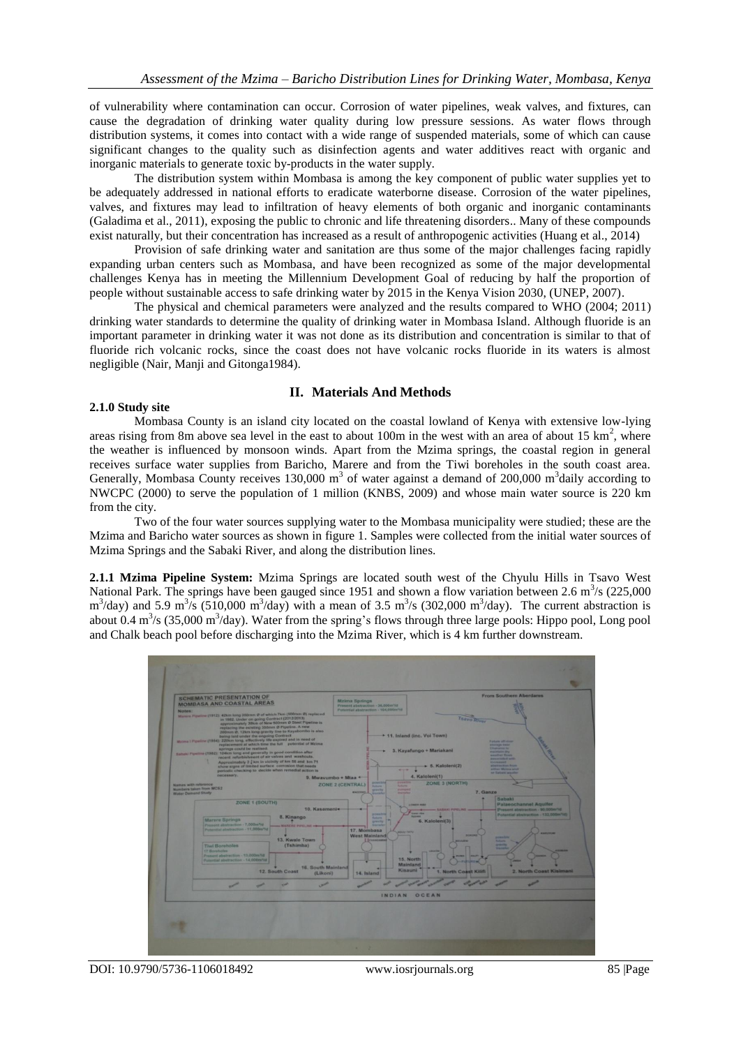of vulnerability where contamination can occur. Corrosion of water pipelines, weak valves, and fixtures, can cause the degradation of drinking water quality during low pressure sessions. As water flows through distribution systems, it comes into contact with a wide range of suspended materials, some of which can cause significant changes to the quality such as disinfection agents and water additives react with organic and inorganic materials to generate toxic by-products in the water supply.

The distribution system within Mombasa is among the key component of public water supplies yet to be adequately addressed in national efforts to eradicate waterborne disease. Corrosion of the water pipelines, valves, and fixtures may lead to infiltration of heavy elements of both organic and inorganic contaminants (Galadima et al., 2011), exposing the public to chronic and life threatening disorders.. Many of these compounds exist naturally, but their concentration has increased as a result of anthropogenic activities (Huang et al., 2014)

Provision of safe drinking water and sanitation are thus some of the major challenges facing rapidly expanding urban centers such as Mombasa, and have been recognized as some of the major developmental challenges Kenya has in meeting the Millennium Development Goal of reducing by half the proportion of people without sustainable access to safe drinking water by 2015 in the Kenya Vision 2030, (UNEP, 2007).

The physical and chemical parameters were analyzed and the results compared to WHO (2004; 2011) drinking water standards to determine the quality of drinking water in Mombasa Island. Although fluoride is an important parameter in drinking water it was not done as its distribution and concentration is similar to that of fluoride rich volcanic rocks, since the coast does not have volcanic rocks fluoride in its waters is almost negligible (Nair, Manji and Gitonga1984).

## II. Materials And Methods

### 2.1.0 Study site

Mombasa County is an island city located on the coastal lowland of Kenya with extensive low-lying areas rising from 8m above sea level in the east to about 100m in the west with an area of about 15 km$^2$, where the weather is influenced by monsoon winds. Apart from the Mzima springs, the coastal region in general receives surface water supplies from Baricho, Marere and from the Tiwi boreholes in the south coast area. Generally, Mombasa County receives 130,000 m$^3$ of water against a demand of 200,000 m$^3$daily according to NWCPC (2000) to serve the population of 1 million (KNBS, 2009) and whose main water source is 220 km from the city.

Two of the four water sources supplying water to the Mombasa municipality were studied; these are the Mzima and Baricho water sources as shown in figure 1. Samples were collected from the initial water sources of Mzima Springs and the Sabaki River, and along the distribution lines.

**2.1.1 Mzima Pipeline System:** Mzima Springs are located south west of the Chyulu Hills in Tsavo West National Park. The springs have been gauged since 1951 and shown a flow variation between 2.6 m$^3$/s (225,000 m$^3$/day) and 5.9 m$^3$/s (510,000 m$^3$/day) with a mean of 3.5 m$^3$/s (302,000 m$^3$/day). The current abstraction is about 0.4 m$^3$/s (35,000 m$^3$/day). Water from the spring's flows through three large pools: Hippo pool, Long pool and Chalk beach pool before discharging into the Mzima River, which is 4 km further downstream.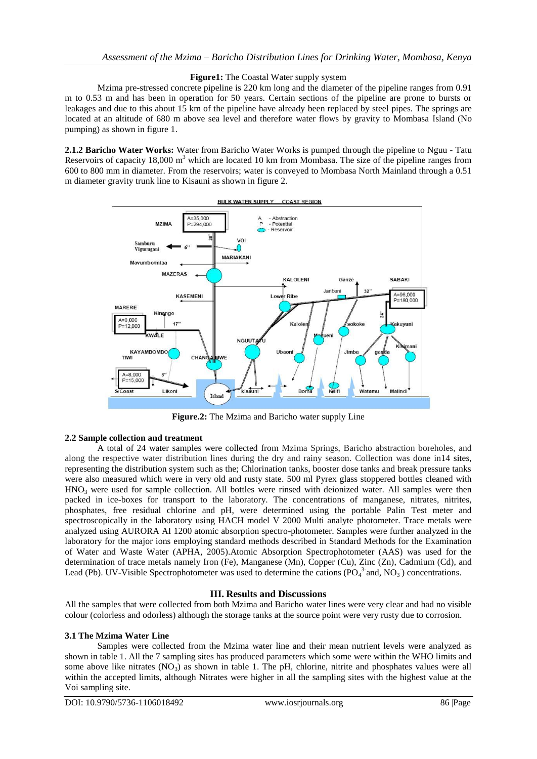**Figure1:** The Coastal Water supply system

Mzima pre-stressed concrete pipeline is 220 km long and the diameter of the pipeline ranges from 0.91 m to 0.53 m and has been in operation for 50 years. Certain sections of the pipeline are prone to bursts or leakages and due to this about 15 km of the pipeline have already been replaced by steel pipes. The springs are located at an altitude of 680 m above sea level and therefore water flows by gravity to Mombasa Island (No pumping) as shown in figure 1.

**2.1.2 Baricho Water Works:** Water from Baricho Water Works is pumped through the pipeline to Nguu - Tatu Reservoirs of capacity 18,000 $m^3$ which are located 10 km from Mombasa. The size of the pipeline ranges from 600 to 800 mm in diameter. From the reservoirs; water is conveyed to Mombasa North Mainland through a 0.51 m diameter gravity trunk line to Kisauni as shown in figure 2.

**Figure.2:** The Mzima and Baricho water supply Line

### 2.2 Sample collection and treatment

A total of 24 water samples were collected from Mzima Springs, Baricho abstraction boreholes, and along the respective water distribution lines during the dry and rainy season. Collection was done in14 sites, representing the distribution system such as the; Chlorination tanks, booster dose tanks and break pressure tanks were also measured which were in very old and rusty state. 500 ml Pyrex glass stoppered bottles cleaned with $HNO_3$ were used for sample collection. All bottles were rinsed with deionized water. All samples were then packed in ice-boxes for transport to the laboratory. The concentrations of manganese, nitrates, nitrites, phosphates, free residual chlorine and pH, were determined using the portable Palin Test meter and spectroscopically in the laboratory using HACH model V 2000 Multi analyte photometer. Trace metals were analyzed using AURORA AI 1200 atomic absorption spectro-photometer. Samples were further analyzed in the laboratory for the major ions employing standard methods described in Standard Methods for the Examination of Water and Waste Water (APHA, 2005).Atomic Absorption Spectrophotometer (AAS) was used for the determination of trace metals namely Iron (Fe), Manganese (Mn), Copper (Cu), Zinc (Zn), Cadmium (Cd), and Lead (Pb). UV-Visible Spectrophotometer was used to determine the cations ($PO_4^{3-}$and, $NO_3^-$) concentrations.

## III. Results and Discussions

All the samples that were collected from both Mzima and Baricho water lines were very clear and had no visible colour (colorless and odorless) although the storage tanks at the source point were very rusty due to corrosion.

### 3.1 The Mzima Water Line

Samples were collected from the Mzima water line and their mean nutrient levels were analyzed as shown in table 1. All the 7 sampling sites has produced parameters which some were within the WHO limits and some above like nitrates ($NO_3$) as shown in table 1. The pH, chlorine, nitrite and phosphates values were all within the accepted limits, although Nitrates were higher in all the sampling sites with the highest value at the Voi sampling site.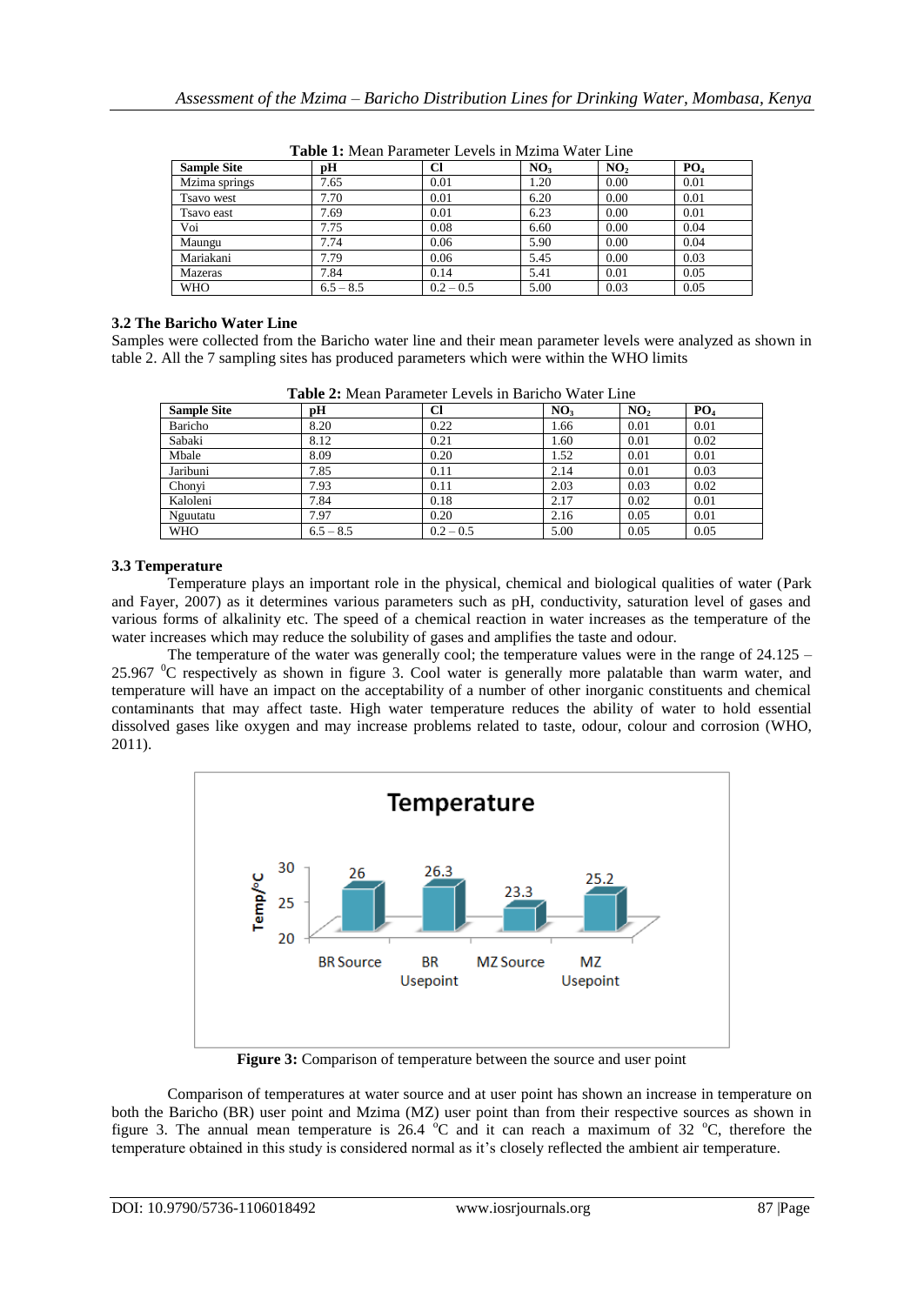**Table 1:** Mean Parameter Levels in Mzima Water Line

| Sample Site | pH | Cl | $NO_3$ | $NO_2$ | $PO_4$ |
|---|---|---|---|---|---|
| Mzima springs | 7.65 | 0.01 | 1.20 | 0.00 | 0.01 |
| Tsavo west | 7.70 | 0.01 | 6.20 | 0.00 | 0.01 |
| Tsavo east | 7.69 | 0.01 | 6.23 | 0.00 | 0.01 |
| Voi | 7.75 | 0.08 | 6.60 | 0.00 | 0.04 |
| Maungu | 7.74 | 0.06 | 5.90 | 0.00 | 0.04 |
| Mariakani | 7.79 | 0.06 | 5.45 | 0.00 | 0.03 |
| Mazeras | 7.84 | 0.14 | 5.41 | 0.01 | 0.05 |
| WHO | 6.5 – 8.5 | 0.2 – 0.5 | 5.00 | 0.03 | 0.05 |

### 3.2 The Baricho Water Line

Samples were collected from the Baricho water line and their mean parameter levels were analyzed as shown in table 2. All the 7 sampling sites has produced parameters which were within the WHO limits

**Table 2:** Mean Parameter Levels in Baricho Water Line

| Sample Site | pH | Cl | $NO_3$ | $NO_2$ | $PO_4$ |
|---|---|---|---|---|---|
| Baricho | 8.20 | 0.22 | 1.66 | 0.01 | 0.01 |
| Sabaki | 8.12 | 0.21 | 1.60 | 0.01 | 0.02 |
| Mbale | 8.09 | 0.20 | 1.52 | 0.01 | 0.01 |
| Jaribuni | 7.85 | 0.11 | 2.14 | 0.01 | 0.03 |
| Chonyi | 7.93 | 0.11 | 2.03 | 0.03 | 0.02 |
| Kaloleni | 7.84 | 0.18 | 2.17 | 0.02 | 0.01 |
| Nguutatu | 7.97 | 0.20 | 2.16 | 0.05 | 0.01 |
| WHO | 6.5 – 8.5 | 0.2 – 0.5 | 5.00 | 0.05 | 0.05 |

### 3.3 Temperature

Temperature plays an important role in the physical, chemical and biological qualities of water (Park and Fayer, 2007) as it determines various parameters such as pH, conductivity, saturation level of gases and various forms of alkalinity etc. The speed of a chemical reaction in water increases as the temperature of the water increases which may reduce the solubility of gases and amplifies the taste and odour.

The temperature of the water was generally cool; the temperature values were in the range of 24.125 – 25.967 $^{0}$C respectively as shown in figure 3. Cool water is generally more palatable than warm water, and temperature will have an impact on the acceptability of a number of other inorganic constituents and chemical contaminants that may affect taste. High water temperature reduces the ability of water to hold essential dissolved gases like oxygen and may increase problems related to taste, odour, colour and corrosion (WHO, 2011).

**Figure 3:** Comparison of temperature between the source and user point

Comparison of temperatures at water source and at user point has shown an increase in temperature on both the Baricho (BR) user point and Mzima (MZ) user point than from their respective sources as shown in figure 3. The annual mean temperature is 26.4 $^{o}$C and it can reach a maximum of 32 $^{o}$C, therefore the temperature obtained in this study is considered normal as it's closely reflected the ambient air temperature.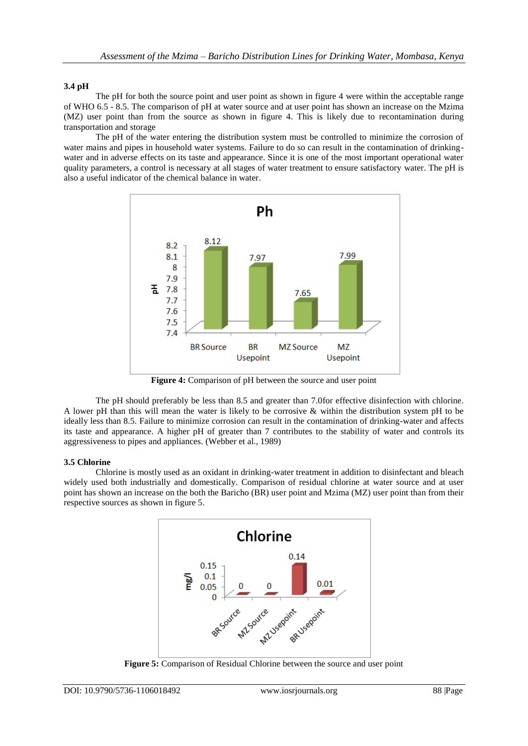### 3.4 pH

The pH for both the source point and user point as shown in figure 4 were within the acceptable range of WHO 6.5 - 8.5. The comparison of pH at water source and at user point has shown an increase on the Mzima (MZ) user point than from the source as shown in figure 4. This is likely due to recontamination during transportation and storage

The pH of the water entering the distribution system must be controlled to minimize the corrosion of water mains and pipes in household water systems. Failure to do so can result in the contamination of drinking-water and in adverse effects on its taste and appearance. Since it is one of the most important operational water quality parameters, a control is necessary at all stages of water treatment to ensure satisfactory water. The pH is also a useful indicator of the chemical balance in water.

**Figure 4:** Comparison of pH between the source and user point

The pH should preferably be less than 8.5 and greater than 7.0for effective disinfection with chlorine. A lower pH than this will mean the water is likely to be corrosive & within the distribution system pH to be ideally less than 8.5. Failure to minimize corrosion can result in the contamination of drinking-water and affects its taste and appearance. A higher pH of greater than 7 contributes to the stability of water and controls its aggressiveness to pipes and appliances. (Webber et al., 1989)

### 3.5 Chlorine

Chlorine is mostly used as an oxidant in drinking-water treatment in addition to disinfectant and bleach widely used both industrially and domestically. Comparison of residual chlorine at water source and at user point has shown an increase on the both the Baricho (BR) user point and Mzima (MZ) user point than from their respective sources as shown in figure 5.

**Figure 5:** Comparison of Residual Chlorine between the source and user point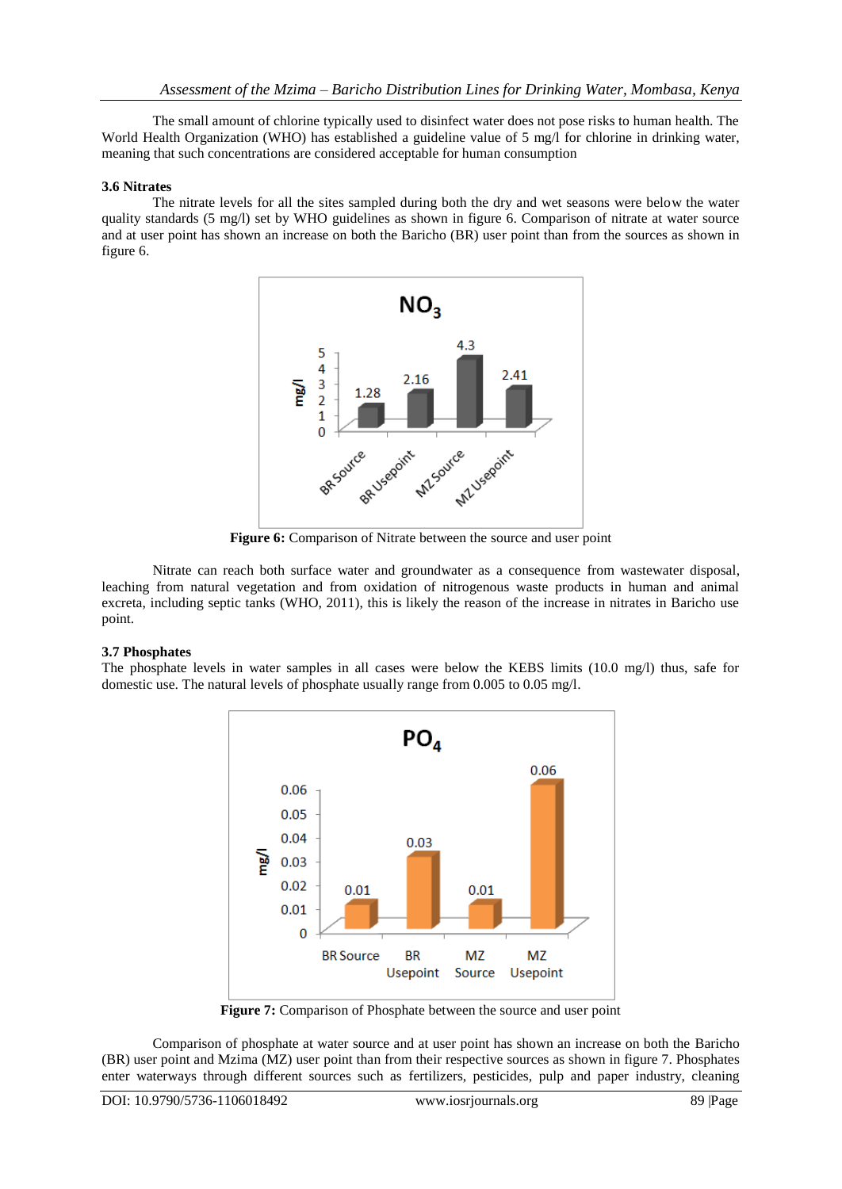The small amount of chlorine typically used to disinfect water does not pose risks to human health. The World Health Organization (WHO) has established a guideline value of 5 mg/l for chlorine in drinking water, meaning that such concentrations are considered acceptable for human consumption

### 3.6 Nitrates

The nitrate levels for all the sites sampled during both the dry and wet seasons were below the water quality standards (5 mg/l) set by WHO guidelines as shown in figure 6. Comparison of nitrate at water source and at user point has shown an increase on both the Baricho (BR) user point than from the sources as shown in figure 6.

**Figure 6:** Comparison of Nitrate between the source and user point

Nitrate can reach both surface water and groundwater as a consequence from wastewater disposal, leaching from natural vegetation and from oxidation of nitrogenous waste products in human and animal excreta, including septic tanks (WHO, 2011), this is likely the reason of the increase in nitrates in Baricho use point.

### 3.7 Phosphates

The phosphate levels in water samples in all cases were below the KEBS limits (10.0 mg/l) thus, safe for domestic use. The natural levels of phosphate usually range from 0.005 to 0.05 mg/l.

**Figure 7:** Comparison of Phosphate between the source and user point

Comparison of phosphate at water source and at user point has shown an increase on both the Baricho (BR) user point and Mzima (MZ) user point than from their respective sources as shown in figure 7. Phosphates enter waterways through different sources such as fertilizers, pesticides, pulp and paper industry, cleaning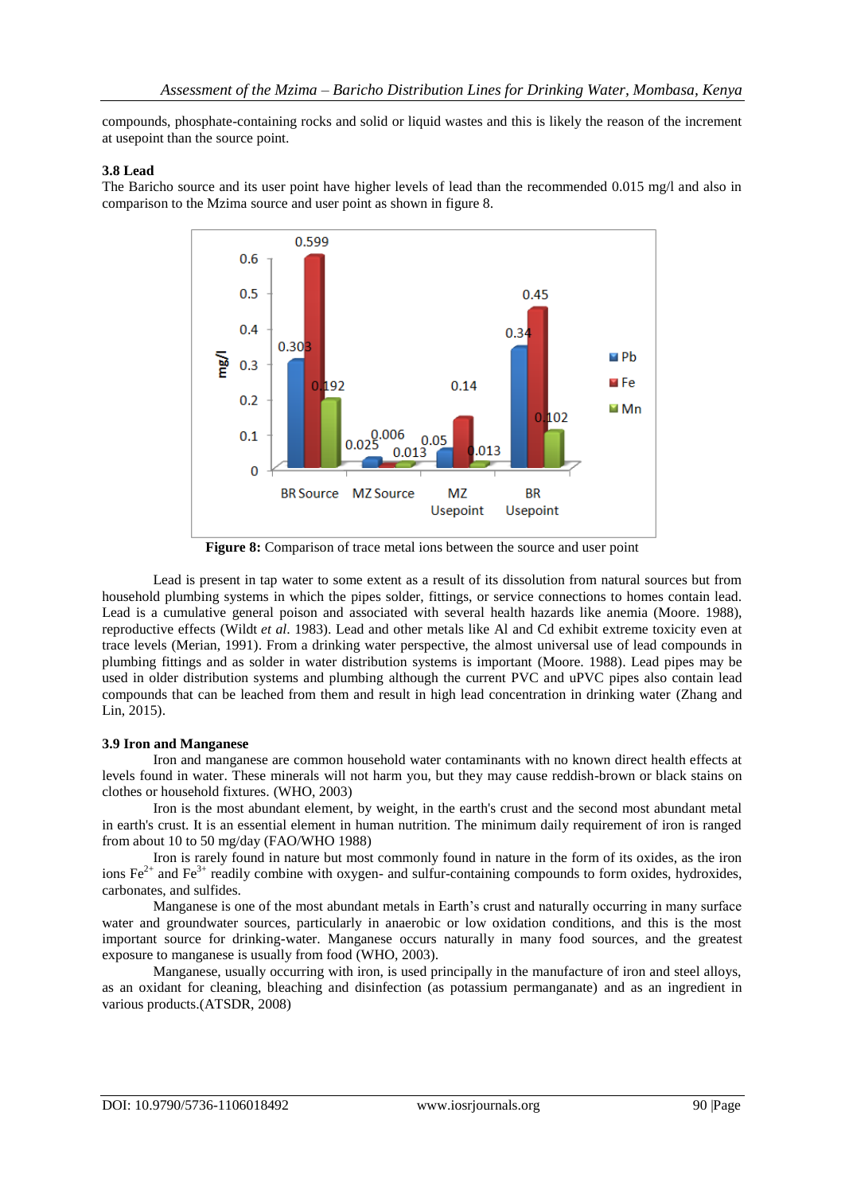compounds, phosphate-containing rocks and solid or liquid wastes and this is likely the reason of the increment at usepoint than the source point.

### 3.8 Lead

The Baricho source and its user point have higher levels of lead than the recommended 0.015 mg/l and also in comparison to the Mzima source and user point as shown in figure 8.

**Figure 8:** Comparison of trace metal ions between the source and user point

Lead is present in tap water to some extent as a result of its dissolution from natural sources but from household plumbing systems in which the pipes solder, fittings, or service connections to homes contain lead. Lead is a cumulative general poison and associated with several health hazards like anemia (Moore. 1988), reproductive effects (Wildt *et al*. 1983). Lead and other metals like Al and Cd exhibit extreme toxicity even at trace levels (Merian, 1991). From a drinking water perspective, the almost universal use of lead compounds in plumbing fittings and as solder in water distribution systems is important (Moore. 1988). Lead pipes may be used in older distribution systems and plumbing although the current PVC and uPVC pipes also contain lead compounds that can be leached from them and result in high lead concentration in drinking water (Zhang and Lin, 2015).

### 3.9 Iron and Manganese

Iron and manganese are common household water contaminants with no known direct health effects at levels found in water. These minerals will not harm you, but they may cause reddish-brown or black stains on clothes or household fixtures. (WHO, 2003)

Iron is the most abundant element, by weight, in the earth's crust and the second most abundant metal in earth's crust. It is an essential element in human nutrition. The minimum daily requirement of iron is ranged from about 10 to 50 mg/day (FAO/WHO 1988)

Iron is rarely found in nature but most commonly found in nature in the form of its oxides, as the iron ions $Fe^{2+}$ and $Fe^{3+}$ readily combine with oxygen- and sulfur-containing compounds to form oxides, hydroxides, carbonates, and sulfides.

Manganese is one of the most abundant metals in Earth's crust and naturally occurring in many surface water and groundwater sources, particularly in anaerobic or low oxidation conditions, and this is the most important source for drinking-water. Manganese occurs naturally in many food sources, and the greatest exposure to manganese is usually from food (WHO, 2003).

Manganese, usually occurring with iron, is used principally in the manufacture of iron and steel alloys, as an oxidant for cleaning, bleaching and disinfection (as potassium permanganate) and as an ingredient in various products.(ATSDR, 2008)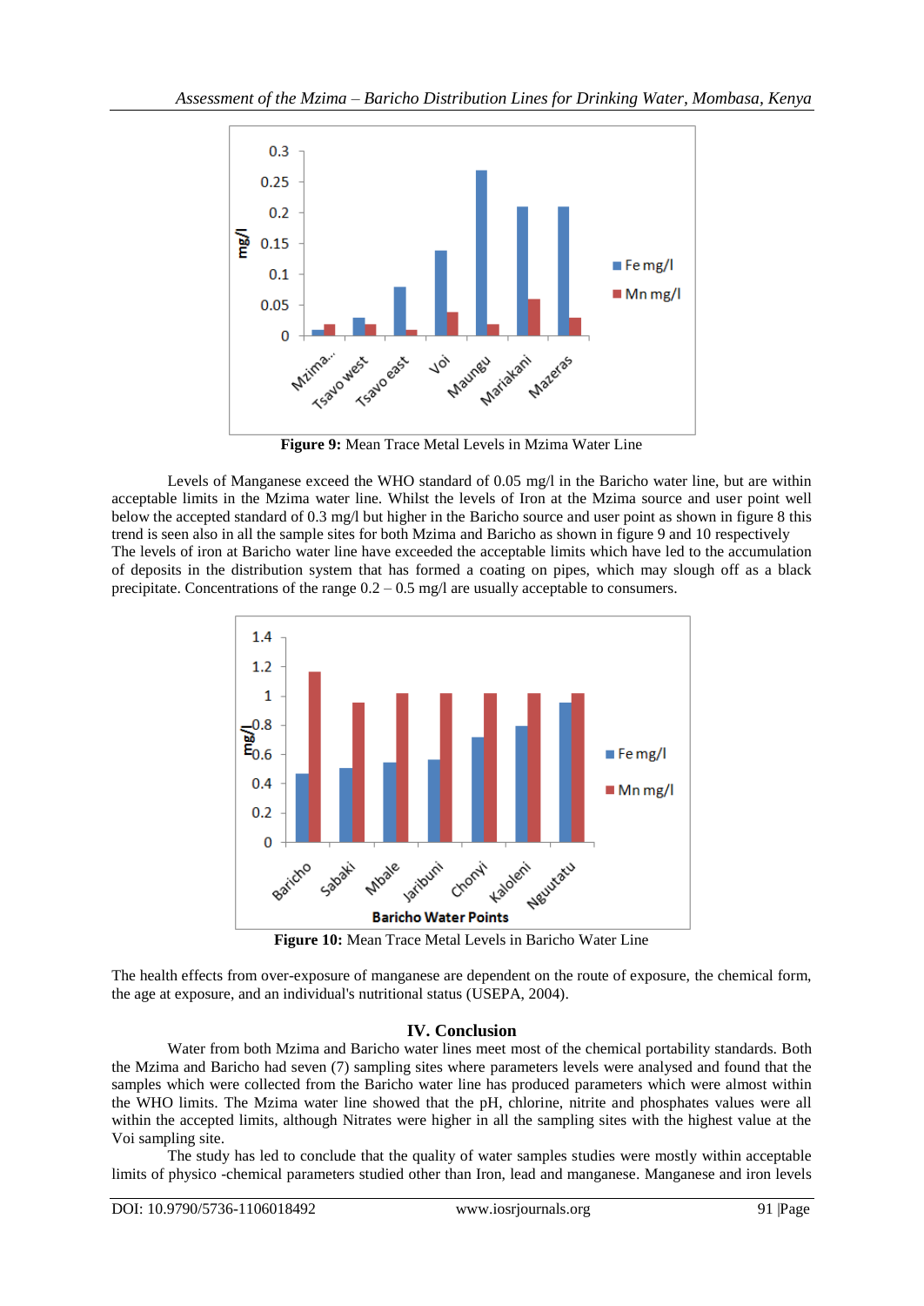**Figure 9:** Mean Trace Metal Levels in Mzima Water Line

Levels of Manganese exceed the WHO standard of 0.05 mg/l in the Baricho water line, but are within acceptable limits in the Mzima water line. Whilst the levels of Iron at the Mzima source and user point well below the accepted standard of 0.3 mg/l but higher in the Baricho source and user point as shown in figure 8 this trend is seen also in all the sample sites for both Mzima and Baricho as shown in figure 9 and 10 respectively
The levels of iron at Baricho water line have exceeded the acceptable limits which have led to the accumulation of deposits in the distribution system that has formed a coating on pipes, which may slough off as a black precipitate. Concentrations of the range 0.2 – 0.5 mg/l are usually acceptable to consumers.

**Figure 10:** Mean Trace Metal Levels in Baricho Water Line

The health effects from over-exposure of manganese are dependent on the route of exposure, the chemical form, the age at exposure, and an individual's nutritional status (USEPA, 2004).

## IV. Conclusion

Water from both Mzima and Baricho water lines meet most of the chemical portability standards. Both the Mzima and Baricho had seven (7) sampling sites where parameters levels were analysed and found that the samples which were collected from the Baricho water line has produced parameters which were almost within the WHO limits. The Mzima water line showed that the pH, chlorine, nitrite and phosphates values were all within the accepted limits, although Nitrates were higher in all the sampling sites with the highest value at the Voi sampling site.

The study has led to conclude that the quality of water samples studies were mostly within acceptable limits of physico -chemical parameters studied other than Iron, lead and manganese. Manganese and iron levels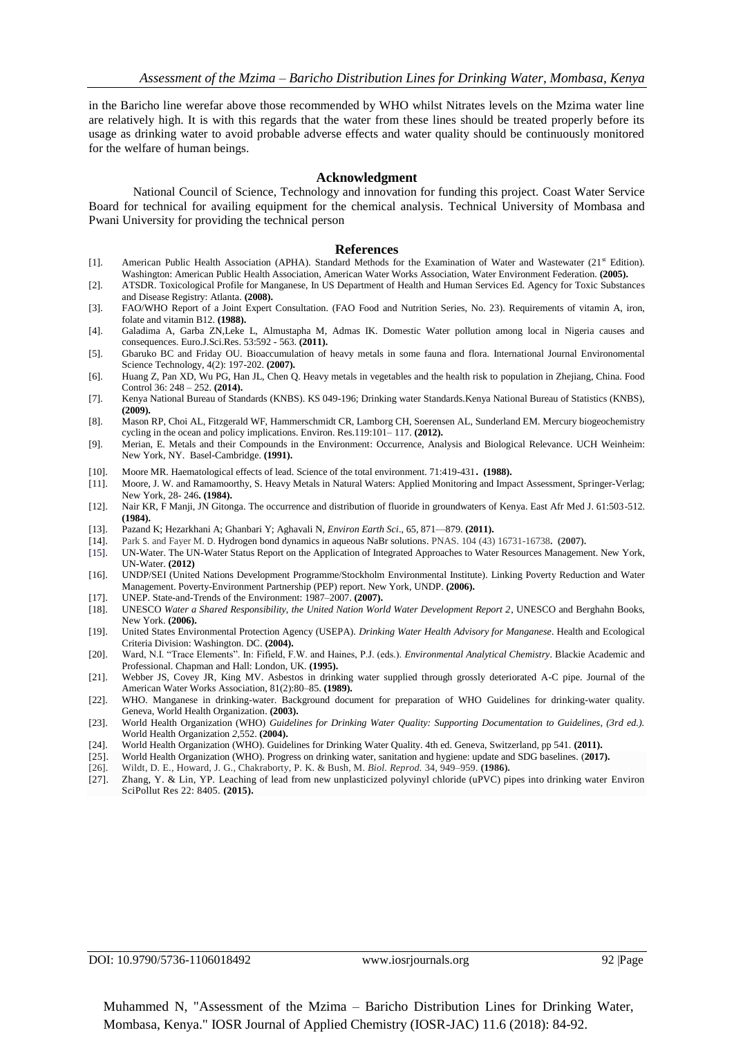in the Baricho line werefar above those recommended by WHO whilst Nitrates levels on the Mzima water line are relatively high. It is with this regards that the water from these lines should be treated properly before its usage as drinking water to avoid probable adverse effects and water quality should be continuously monitored for the welfare of human beings.

## Acknowledgment

National Council of Science, Technology and innovation for funding this project. Coast Water Service Board for technical for availing equipment for the chemical analysis. Technical University of Mombasa and Pwani University for providing the technical person

## References

[1]. American Public Health Association (APHA). Standard Methods for the Examination of Water and Wastewater (21st Edition). Washington: American Public Health Association, American Water Works Association, Water Environment Federation. **(2005).**

[2]. ATSDR. Toxicological Profile for Manganese, In US Department of Health and Human Services Ed. Agency for Toxic Substances and Disease Registry: Atlanta. **(2008).**

[3]. FAO/WHO Report of a Joint Expert Consultation. (FAO Food and Nutrition Series, No. 23). Requirements of vitamin A, iron, folate and vitamin B12. **(1988).**

[4]. Galadima A, Garba ZN,Leke L, Almustapha M, Admas IK. Domestic Water pollution among local in Nigeria causes and consequences. Euro.J.Sci.Res. 53:592 - 563. **(2011).**

[5]. Gbaruko BC and Friday OU. Bioaccumulation of heavy metals in some fauna and flora. International Journal Environomental Science Technology, 4(2): 197-202. **(2007).**

[6]. Huang Z, Pan XD, Wu PG, Han JL, Chen Q. Heavy metals in vegetables and the health risk to population in Zhejiang, China. Food Control 36: 248 – 252. **(2014).**

[7]. Kenya National Bureau of Standards (KNBS). KS 049-196; Drinking water Standards.Kenya National Bureau of Statistics (KNBS), **(2009).**

[8]. Mason RP, Choi AL, Fitzgerald WF, Hammerschmidt CR, Lamborg CH, Soerensen AL, Sunderland EM. Mercury biogeochemistry cycling in the ocean and policy implications. Environ. Res.119:101– 117. **(2012).**

[9]. Merian, E. Metals and their Compounds in the Environment: Occurrence, Analysis and Biological Relevance. UCH Weinheim: New York, NY. Basel-Cambridge. **(1991).**

[10]. Moore MR. Haematological effects of lead. Science of the total environment. 71:419-431. **(1988).**

[11]. Moore, J. W. and Ramamoorthy, S. Heavy Metals in Natural Waters: Applied Monitoring and Impact Assessment, Springer-Verlag; New York, 28- 246**. (1984).**

[12]. Nair KR, F Manji, JN Gitonga. The occurrence and distribution of fluoride in groundwaters of Kenya. East Afr Med J. 61:503-512. **(1984).**

[13]. Pazand K; Hezarkhani A; Ghanbari Y; Aghavali N, *Environ Earth Sci*., 65, 871—879. **(2011).**

[14]. Park S. and Fayer M. D. Hydrogen bond dynamics in aqueous NaBr solutions. PNAS. 104 (43) 16731-16738**. (2007).**

[15]. UN-Water. The UN-Water Status Report on the Application of Integrated Approaches to Water Resources Management. New York, UN-Water. **(2012)**

[16]. UNDP/SEI (United Nations Development Programme/Stockholm Environmental Institute). Linking Poverty Reduction and Water Management. Poverty-Environment Partnership (PEP) report. New York, UNDP. **(2006).**

[17]. UNEP. State-and-Trends of the Environment: 1987–2007. **(2007).**

[18]. UNESCO *Water a Shared Responsibility, the United Nation World Water Development Report 2*, UNESCO and Berghahn Books, New York. **(2006).**

[19]. United States Environmental Protection Agency (USEPA). *Drinking Water Health Advisory for Manganese*. Health and Ecological Criteria Division: Washington. DC. **(2004).**

[20]. Ward, N.I. "Trace Elements". In: Fifield, F.W. and Haines, P.J. (eds.). *Environmental Analytical Chemistry*. Blackie Academic and Professional. Chapman and Hall: London, UK. **(1995).**

[21]. Webber JS, Covey JR, King MV. Asbestos in drinking water supplied through grossly deteriorated A-C pipe. Journal of the American Water Works Association, 81(2):80–85. **(1989).**

[22]. WHO. Manganese in drinking-water. Background document for preparation of WHO Guidelines for drinking-water quality. Geneva, World Health Organization. **(2003).**

[23]. World Health Organization (WHO) *Guidelines for Drinking Water Quality: Supporting Documentation to Guidelines, (3rd ed.).* World Health Organization *2*,552. **(2004).**

[24]. World Health Organization (WHO). Guidelines for Drinking Water Quality. 4th ed. Geneva, Switzerland, pp 541. **(2011).**

[25]. World Health Organization (WHO). Progress on drinking water, sanitation and hygiene: update and SDG baselines. (**2017).**

[26]. Wildt, D. E., Howard, J. G., Chakraborty, P. K. & Bush, M. *Biol. Reprod.* 34, 949–959. **(1986).**

[27]. Zhang, Y. & Lin, YP. Leaching of lead from new unplasticized polyvinyl chloride (uPVC) pipes into drinking water Environ SciPollut Res 22: 8405. **(2015).**

Muhammed N, "Assessment of the Mzima – Baricho Distribution Lines for Drinking Water, Mombasa, Kenya." IOSR Journal of Applied Chemistry (IOSR-JAC) 11.6 (2018): 84-92.